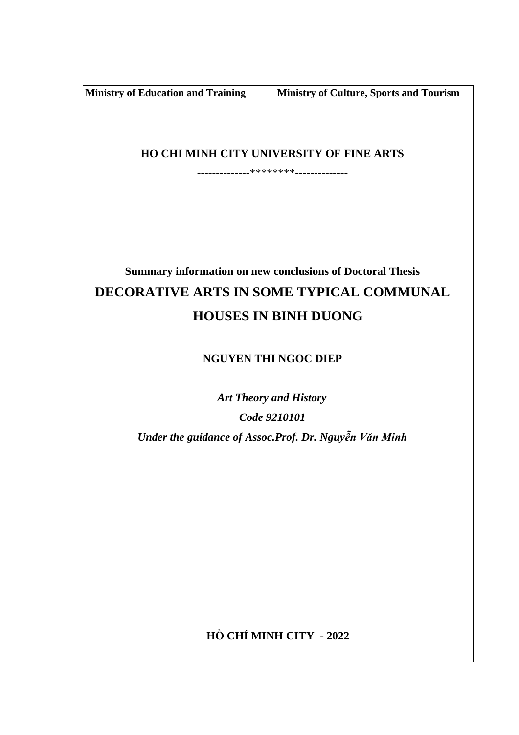**Ministry of Education and Training Ministry of Culture, Sports and Tourism**

**HO CHI MINH CITY UNIVERSITY OF FINE ARTS**

--------------*******--------------

**Summary information on new conclusions of Doctoral Thesis**

# DECORATIVE ARTS IN SOME TYPICAL COMMUNAL HOUSES IN BINH DUONG

**NGUYEN THI NGOC DIEP**

***Art Theory and History***

***Code 9210101***

***Under the guidance of Assoc.Prof. Dr. Nguyễn Văn Minh***

**HỒ CHÍ MINH CITY - 2022**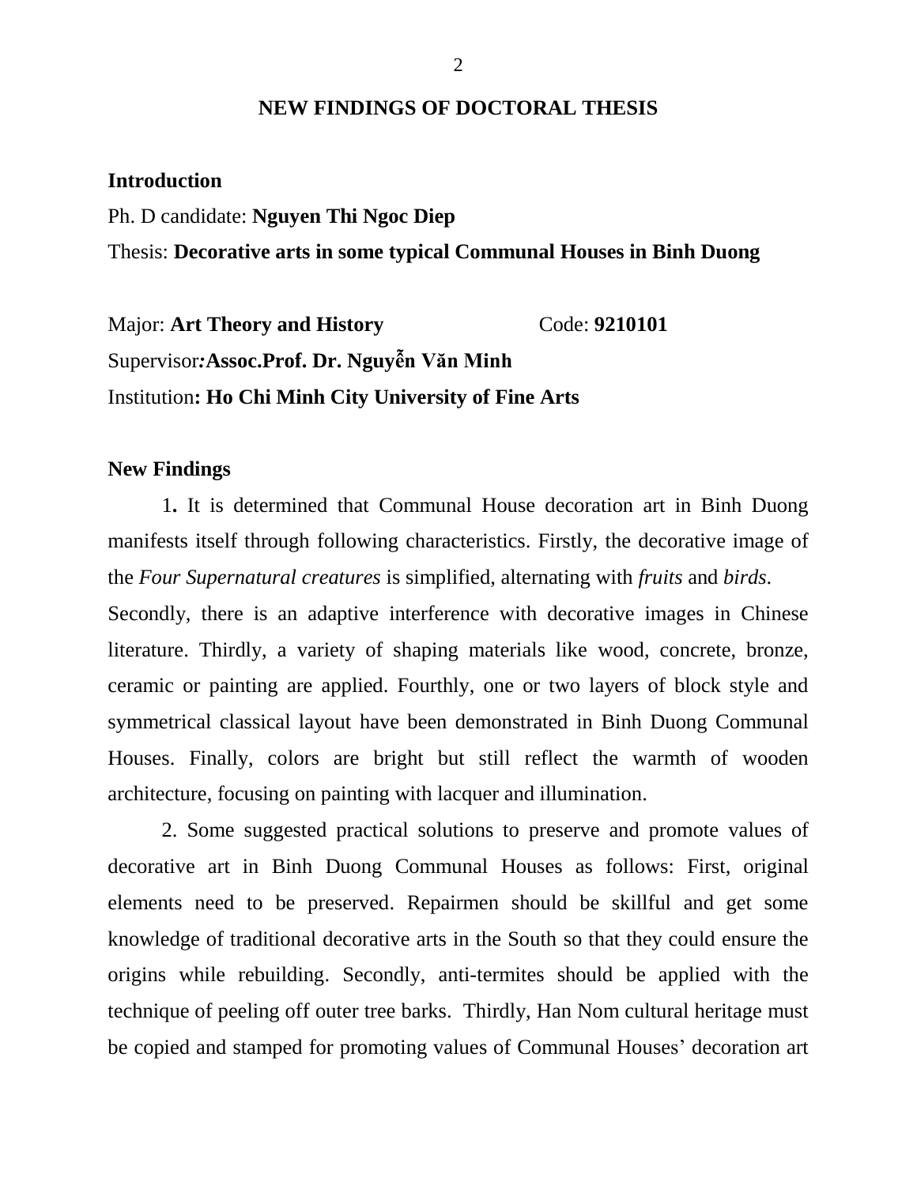## NEW FINDINGS OF DOCTORAL THESIS

**Introduction**

Ph. D candidate: **Nguyen Thi Ngoc Diep**

Thesis: **Decorative arts in some typical Communal Houses in Binh Duong**

Major: **Art Theory and History** Code: **9210101**

Supervisor***:*** **Assoc.Prof. Dr. Nguyễn Văn Minh**

Institution**: Ho Chi Minh City University of Fine Arts**

**New Findings**

1**.** It is determined that Communal House decoration art in Binh Duong manifests itself through following characteristics. Firstly, the decorative image of the *Four Supernatural creatures* is simplified, alternating with *fruits* and *birds*.
Secondly, there is an adaptive interference with decorative images in Chinese literature. Thirdly, a variety of shaping materials like wood, concrete, bronze, ceramic or painting are applied. Fourthly, one or two layers of block style and symmetrical classical layout have been demonstrated in Binh Duong Communal Houses. Finally, colors are bright but still reflect the warmth of wooden architecture, focusing on painting with lacquer and illumination.

2. Some suggested practical solutions to preserve and promote values of decorative art in Binh Duong Communal Houses as follows: First, original elements need to be preserved. Repairmen should be skillful and get some knowledge of traditional decorative arts in the South so that they could ensure the origins while rebuilding. Secondly, anti-termites should be applied with the technique of peeling off outer tree barks. Thirdly, Han Nom cultural heritage must be copied and stamped for promoting values of Communal Houses' decoration art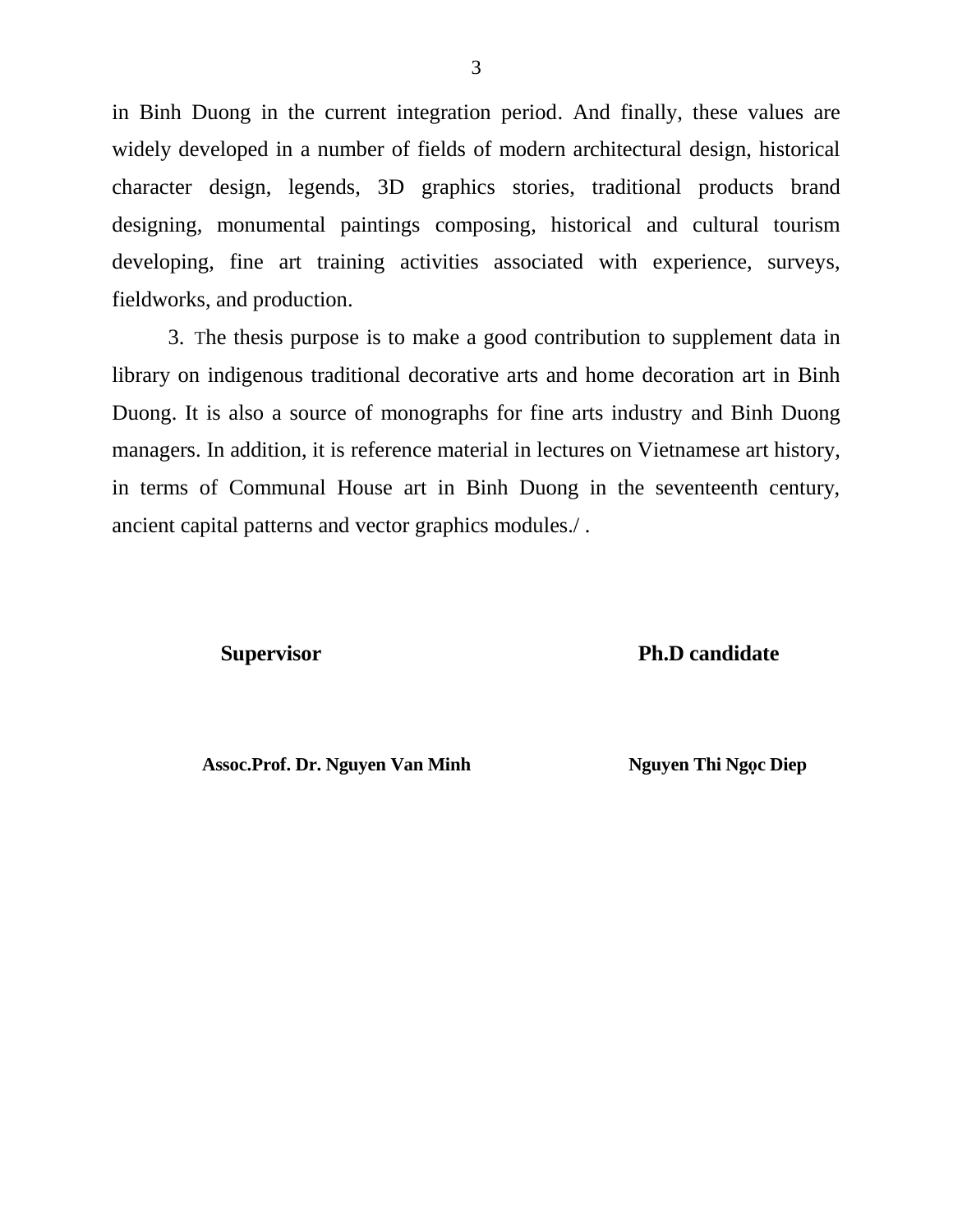in Binh Duong in the current integration period. And finally, these values are widely developed in a number of fields of modern architectural design, historical character design, legends, 3D graphics stories, traditional products brand designing, monumental paintings composing, historical and cultural tourism developing, fine art training activities associated with experience, surveys, fieldworks, and production.

3. The thesis purpose is to make a good contribution to supplement data in library on indigenous traditional decorative arts and home decoration art in Binh Duong. It is also a source of monographs for fine arts industry and Binh Duong managers. In addition, it is reference material in lectures on Vietnamese art history, in terms of Communal House art in Binh Duong in the seventeenth century, ancient capital patterns and vector graphics modules./ .

| | |
|---|---|
| **Supervisor** | **Ph.D candidate** |
| **Assoc.Prof. Dr. Nguyen Van Minh** | **Nguyen Thi Ngọc Diep** |